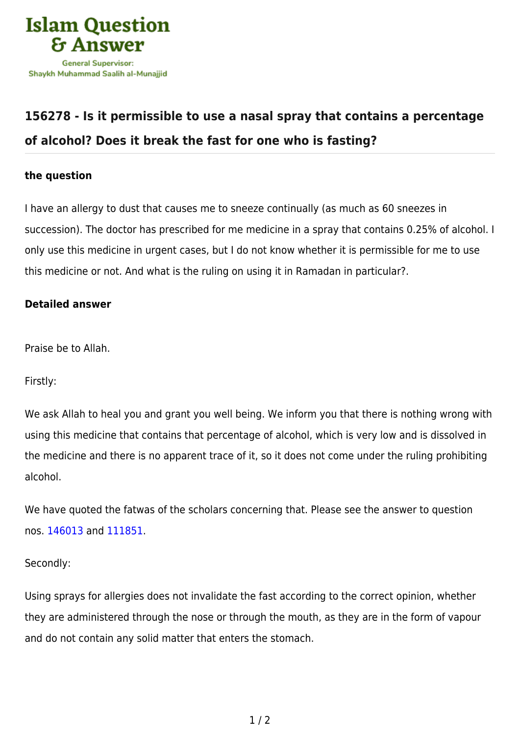Islam Question & Answer

General Supervisor: Shaykh Muhammad Saalih al-Munajjid

## 156278 - Is it permissible to use a nasal spray that contains a percentage of alcohol? Does it break the fast for one who is fasting?

### the question

I have an allergy to dust that causes me to sneeze continually (as much as 60 sneezes in succession). The doctor has prescribed for me medicine in a spray that contains 0.25% of alcohol. I only use this medicine in urgent cases, but I do not know whether it is permissible for me to use this medicine or not. And what is the ruling on using it in Ramadan in particular?.

### Detailed answer

Praise be to Allah.

Firstly:

We ask Allah to heal you and grant you well being. We inform you that there is nothing wrong with using this medicine that contains that percentage of alcohol, which is very low and is dissolved in the medicine and there is no apparent trace of it, so it does not come under the ruling prohibiting alcohol.

We have quoted the fatwas of the scholars concerning that. Please see the answer to question nos. 146013 and 111851.

Secondly:

Using sprays for allergies does not invalidate the fast according to the correct opinion, whether they are administered through the nose or through the mouth, as they are in the form of vapour and do not contain any solid matter that enters the stomach.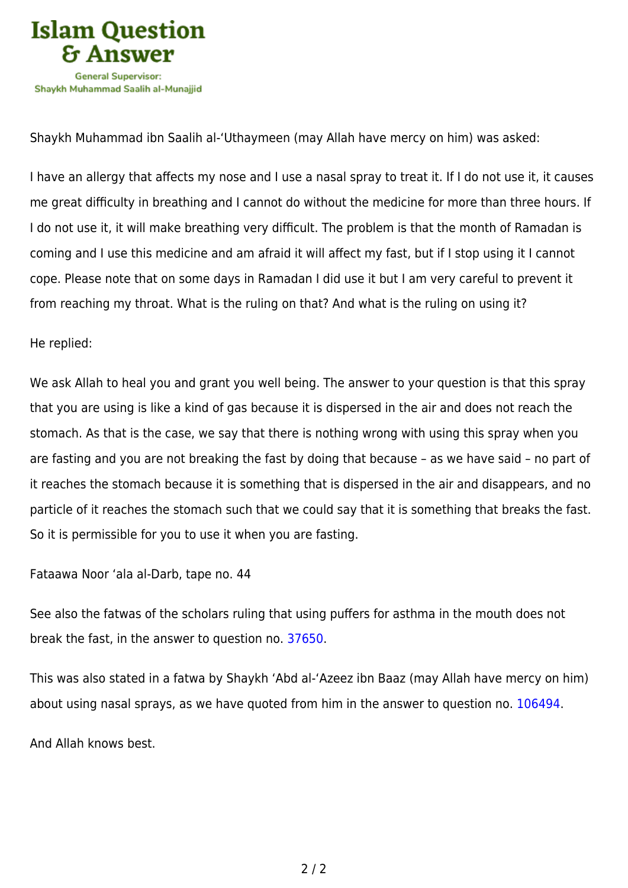Shaykh Muhammad ibn Saalih al-'Uthaymeen (may Allah have mercy on him) was asked:

I have an allergy that affects my nose and I use a nasal spray to treat it. If I do not use it, it causes me great difficulty in breathing and I cannot do without the medicine for more than three hours. If I do not use it, it will make breathing very difficult. The problem is that the month of Ramadan is coming and I use this medicine and am afraid it will affect my fast, but if I stop using it I cannot cope. Please note that on some days in Ramadan I did use it but I am very careful to prevent it from reaching my throat. What is the ruling on that? And what is the ruling on using it?

He replied:

We ask Allah to heal you and grant you well being. The answer to your question is that this spray that you are using is like a kind of gas because it is dispersed in the air and does not reach the stomach. As that is the case, we say that there is nothing wrong with using this spray when you are fasting and you are not breaking the fast by doing that because – as we have said – no part of it reaches the stomach because it is something that is dispersed in the air and disappears, and no particle of it reaches the stomach such that we could say that it is something that breaks the fast. So it is permissible for you to use it when you are fasting.

Fataawa Noor 'ala al-Darb, tape no. 44

See also the fatwas of the scholars ruling that using puffers for asthma in the mouth does not break the fast, in the answer to question no. 37650.

This was also stated in a fatwa by Shaykh 'Abd al-'Azeez ibn Baaz (may Allah have mercy on him) about using nasal sprays, as we have quoted from him in the answer to question no. 106494.

And Allah knows best.